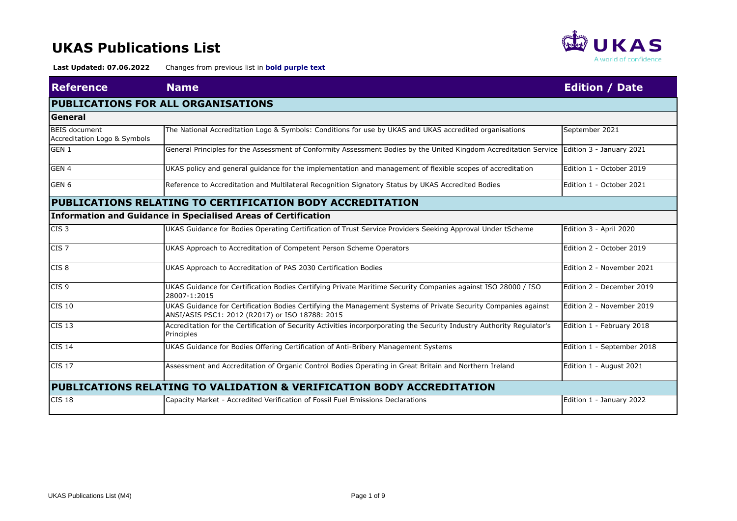# UKAS Publications List

**Last Updated: 07.06.2022** Changes from previous list in **bold purple text**

| Reference | Name | Edition / Date |
|---|---|---|
| **PUBLICATIONS FOR ALL ORGANISATIONS** | | |
| **General** | | |
| BEIS document Accreditation Logo & Symbols | The National Accreditation Logo & Symbols: Conditions for use by UKAS and UKAS accredited organisations | September 2021 |
| GEN 1 | General Principles for the Assessment of Conformity Assessment Bodies by the United Kingdom Accreditation Service | Edition 3 - January 2021 |
| GEN 4 | UKAS policy and general guidance for the implementation and management of flexible scopes of accreditation | Edition 1 - October 2019 |
| GEN 6 | Reference to Accreditation and Multilateral Recognition Signatory Status by UKAS Accredited Bodies | Edition 1 - October 2021 |
| **PUBLICATIONS RELATING TO CERTIFICATION BODY ACCREDITATION** | | |
| **Information and Guidance in Specialised Areas of Certification** | | |
| CIS 3 | UKAS Guidance for Bodies Operating Certification of Trust Service Providers Seeking Approval Under tScheme | Edition 3 - April 2020 |
| CIS 7 | UKAS Approach to Accreditation of Competent Person Scheme Operators | Edition 2 - October 2019 |
| CIS 8 | UKAS Approach to Accreditation of PAS 2030 Certification Bodies | Edition 2 - November 2021 |
| CIS 9 | UKAS Guidance for Certification Bodies Certifying Private Maritime Security Companies against ISO 28000 / ISO 28007-1:2015 | Edition 2 - December 2019 |
| CIS 10 | UKAS Guidance for Certification Bodies Certifying the Management Systems of Private Security Companies against ANSI/ASIS PSC1: 2012 (R2017) or ISO 18788: 2015 | Edition 2 - November 2019 |
| CIS 13 | Accreditation for the Certification of Security Activities incorporporating the Security Industry Authority Regulator's Principles | Edition 1 - February 2018 |
| CIS 14 | UKAS Guidance for Bodies Offering Certification of Anti-Bribery Management Systems | Edition 1 - September 2018 |
| CIS 17 | Assessment and Accreditation of Organic Control Bodies Operating in Great Britain and Northern Ireland | Edition 1 - August 2021 |
| **PUBLICATIONS RELATING TO VALIDATION & VERIFICATION BODY ACCREDITATION** | | |
| CIS 18 | Capacity Market - Accredited Verification of Fossil Fuel Emissions Declarations | Edition 1 - January 2022 |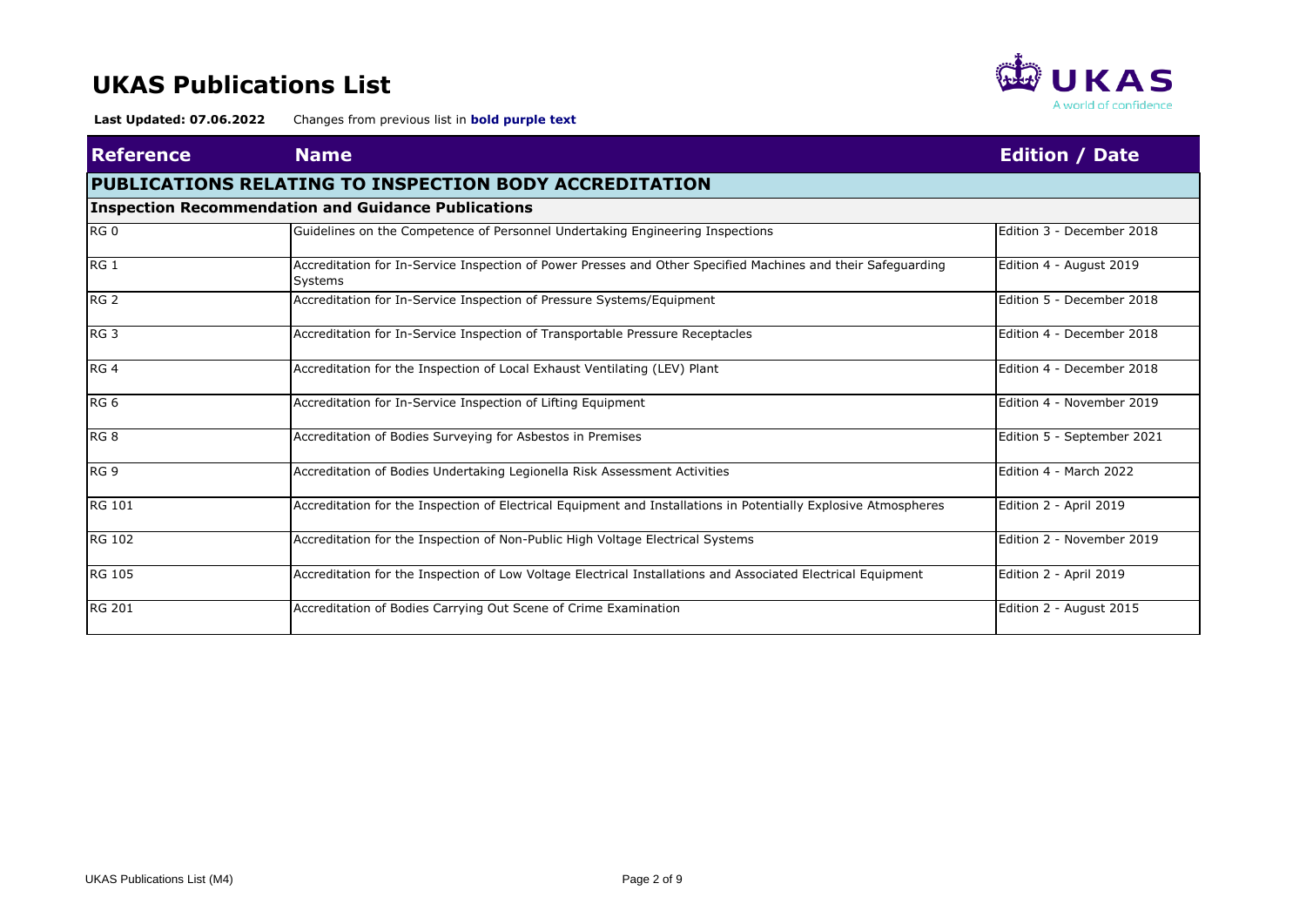# UKAS Publications List

**Last Updated: 07.06.2022** Changes from previous list in **bold purple text**

| Reference | Name | Edition / Date |
|---|---|---|
| **PUBLICATIONS RELATING TO INSPECTION BODY ACCREDITATION** | | |
| **Inspection Recommendation and Guidance Publications** | | |
| RG 0 | Guidelines on the Competence of Personnel Undertaking Engineering Inspections | Edition 3 - December 2018 |
| RG 1 | Accreditation for In-Service Inspection of Power Presses and Other Specified Machines and their Safeguarding Systems | Edition 4 - August 2019 |
| RG 2 | Accreditation for In-Service Inspection of Pressure Systems/Equipment | Edition 5 - December 2018 |
| RG 3 | Accreditation for In-Service Inspection of Transportable Pressure Receptacles | Edition 4 - December 2018 |
| RG 4 | Accreditation for the Inspection of Local Exhaust Ventilating (LEV) Plant | Edition 4 - December 2018 |
| RG 6 | Accreditation for In-Service Inspection of Lifting Equipment | Edition 4 - November 2019 |
| RG 8 | Accreditation of Bodies Surveying for Asbestos in Premises | Edition 5 - September 2021 |
| RG 9 | Accreditation of Bodies Undertaking Legionella Risk Assessment Activities | Edition 4 - March 2022 |
| RG 101 | Accreditation for the Inspection of Electrical Equipment and Installations in Potentially Explosive Atmospheres | Edition 2 - April 2019 |
| RG 102 | Accreditation for the Inspection of Non-Public High Voltage Electrical Systems | Edition 2 - November 2019 |
| RG 105 | Accreditation for the Inspection of Low Voltage Electrical Installations and Associated Electrical Equipment | Edition 2 - April 2019 |
| RG 201 | Accreditation of Bodies Carrying Out Scene of Crime Examination | Edition 2 - August 2015 |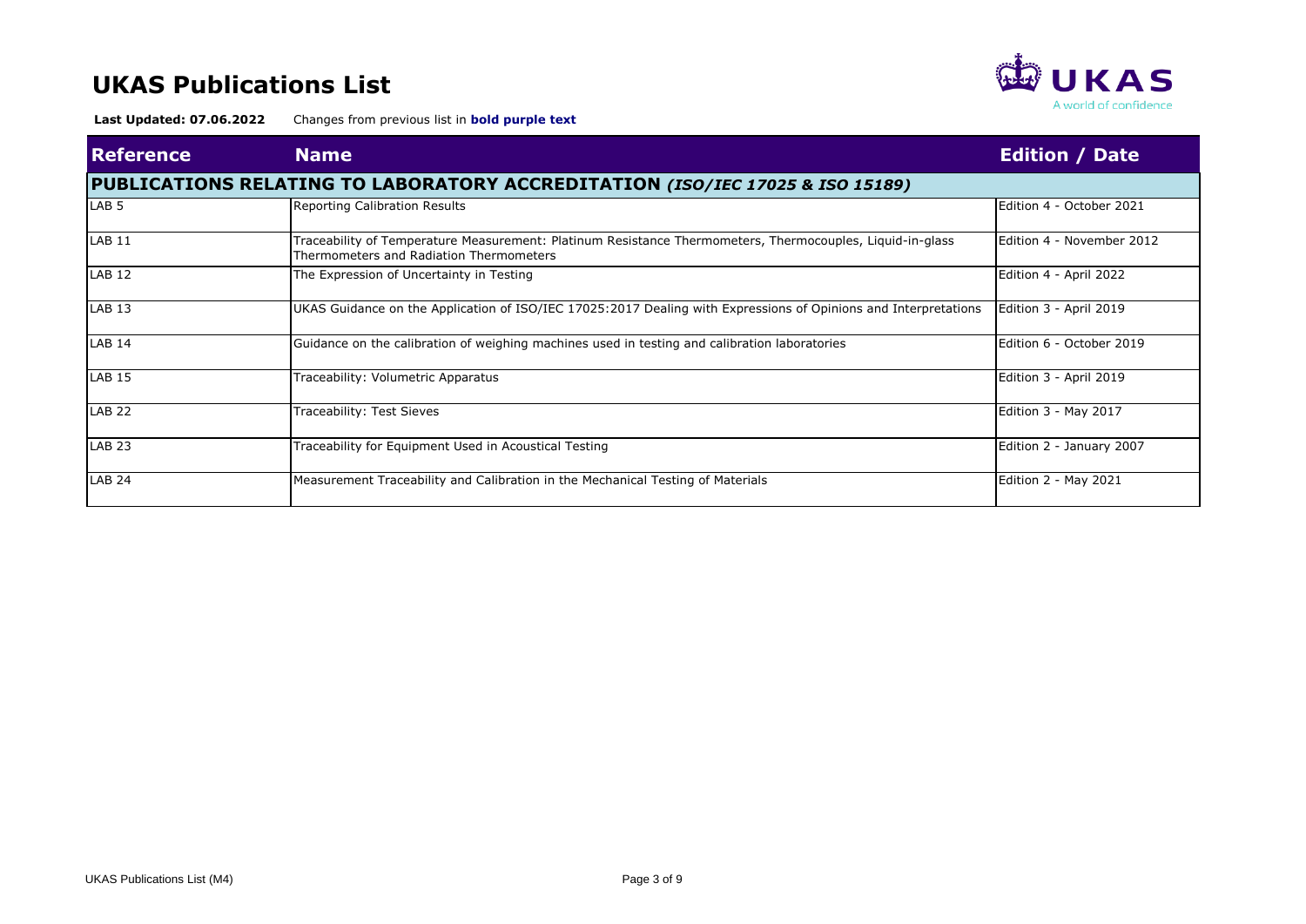# UKAS Publications List

**Last Updated: 07.06.2022** Changes from previous list in **bold purple text**

| Reference | Name | Edition / Date |
|---|---|---|
| **PUBLICATIONS RELATING TO LABORATORY ACCREDITATION *(ISO/IEC 17025 & ISO 15189)*** | | |
| LAB 5 | Reporting Calibration Results | Edition 4 - October 2021 |
| LAB 11 | Traceability of Temperature Measurement: Platinum Resistance Thermometers, Thermocouples, Liquid-in-glass Thermometers and Radiation Thermometers | Edition 4 - November 2012 |
| LAB 12 | The Expression of Uncertainty in Testing | Edition 4 - April 2022 |
| LAB 13 | UKAS Guidance on the Application of ISO/IEC 17025:2017 Dealing with Expressions of Opinions and Interpretations | Edition 3 - April 2019 |
| LAB 14 | Guidance on the calibration of weighing machines used in testing and calibration laboratories | Edition 6 - October 2019 |
| LAB 15 | Traceability: Volumetric Apparatus | Edition 3 - April 2019 |
| LAB 22 | Traceability: Test Sieves | Edition 3 - May 2017 |
| LAB 23 | Traceability for Equipment Used in Acoustical Testing | Edition 2 - January 2007 |
| LAB 24 | Measurement Traceability and Calibration in the Mechanical Testing of Materials | Edition 2 - May 2021 |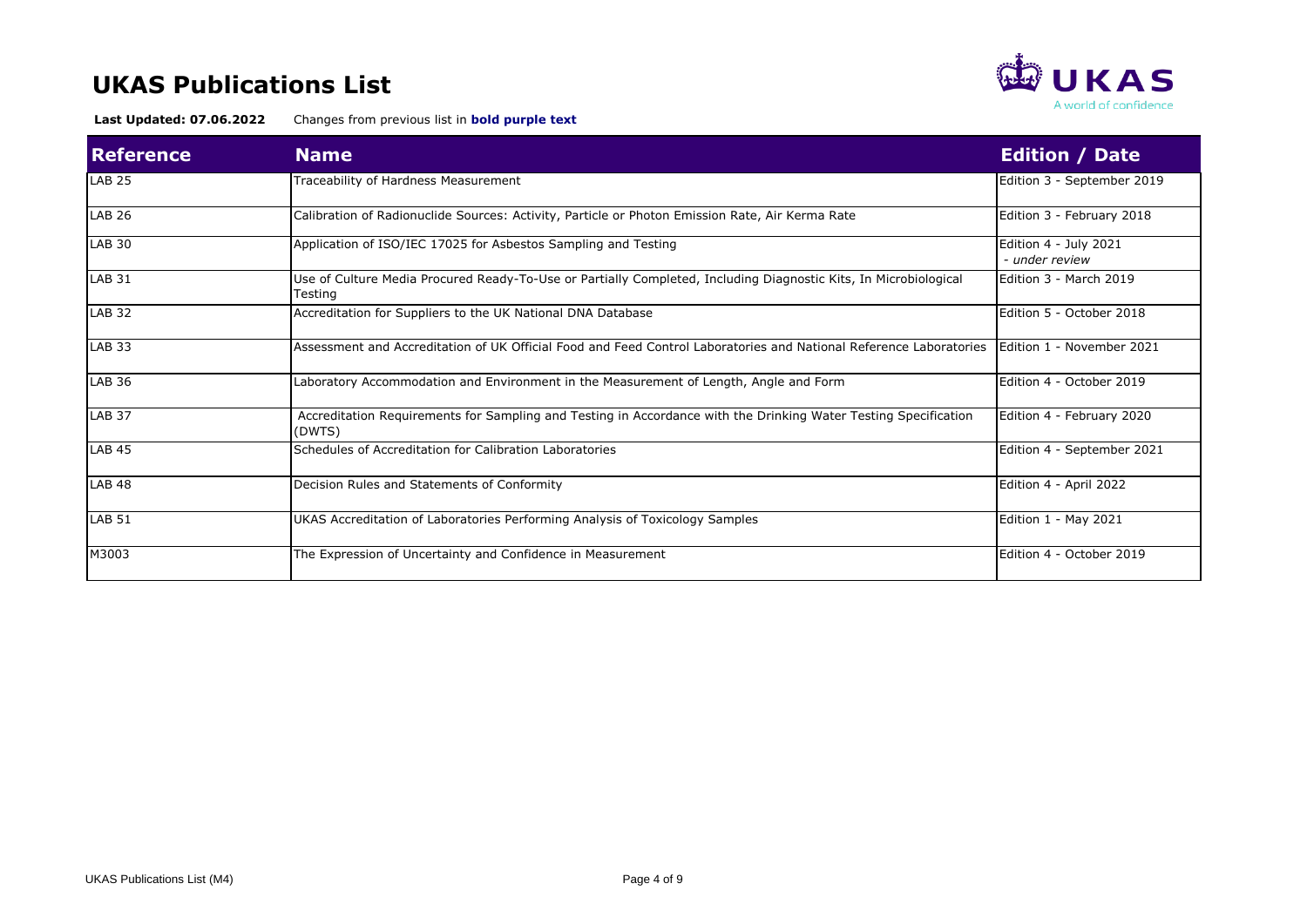# UKAS Publications List

**Last Updated: 07.06.2022** Changes from previous list in **bold purple text**

| Reference | Name | Edition / Date |
|---|---|---|
| LAB 25 | Traceability of Hardness Measurement | Edition 3 - September 2019 |
| LAB 26 | Calibration of Radionuclide Sources: Activity, Particle or Photon Emission Rate, Air Kerma Rate | Edition 3 - February 2018 |
| LAB 30 | Application of ISO/IEC 17025 for Asbestos Sampling and Testing | Edition 4 - July 2021 *- under review* |
| LAB 31 | Use of Culture Media Procured Ready-To-Use or Partially Completed, Including Diagnostic Kits, In Microbiological Testing | Edition 3 - March 2019 |
| LAB 32 | Accreditation for Suppliers to the UK National DNA Database | Edition 5 - October 2018 |
| LAB 33 | Assessment and Accreditation of UK Official Food and Feed Control Laboratories and National Reference Laboratories | Edition 1 - November 2021 |
| LAB 36 | Laboratory Accommodation and Environment in the Measurement of Length, Angle and Form | Edition 4 - October 2019 |
| LAB 37 | Accreditation Requirements for Sampling and Testing in Accordance with the Drinking Water Testing Specification (DWTS) | Edition 4 - February 2020 |
| LAB 45 | Schedules of Accreditation for Calibration Laboratories | Edition 4 - September 2021 |
| LAB 48 | Decision Rules and Statements of Conformity | Edition 4 - April 2022 |
| LAB 51 | UKAS Accreditation of Laboratories Performing Analysis of Toxicology Samples | Edition 1 - May 2021 |
| M3003 | The Expression of Uncertainty and Confidence in Measurement | Edition 4 - October 2019 |

UKAS Publications List (M4)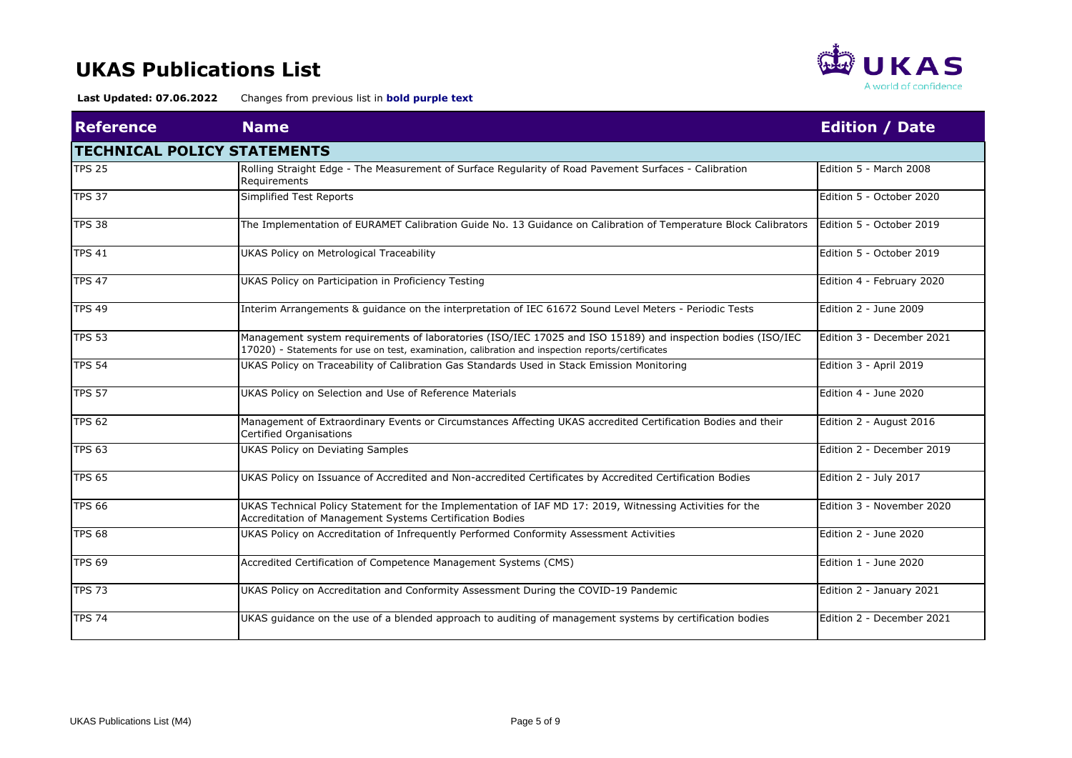# UKAS Publications List

**Last Updated: 07.06.2022** Changes from previous list in **bold purple text**

| Reference | Name | Edition / Date |
|---|---|---|
| **TECHNICAL POLICY STATEMENTS** | | |
| TPS 25 | Rolling Straight Edge - The Measurement of Surface Regularity of Road Pavement Surfaces - Calibration Requirements | Edition 5 - March 2008 |
| TPS 37 | Simplified Test Reports | Edition 5 - October 2020 |
| TPS 38 | The Implementation of EURAMET Calibration Guide No. 13 Guidance on Calibration of Temperature Block Calibrators | Edition 5 - October 2019 |
| TPS 41 | UKAS Policy on Metrological Traceability | Edition 5 - October 2019 |
| TPS 47 | UKAS Policy on Participation in Proficiency Testing | Edition 4 - February 2020 |
| TPS 49 | Interim Arrangements & guidance on the interpretation of IEC 61672 Sound Level Meters - Periodic Tests | Edition 2 - June 2009 |
| TPS 53 | Management system requirements of laboratories (ISO/IEC 17025 and ISO 15189) and inspection bodies (ISO/IEC 17020) - Statements for use on test, examination, calibration and inspection reports/certificates | Edition 3 - December 2021 |
| TPS 54 | UKAS Policy on Traceability of Calibration Gas Standards Used in Stack Emission Monitoring | Edition 3 - April 2019 |
| TPS 57 | UKAS Policy on Selection and Use of Reference Materials | Edition 4 - June 2020 |
| TPS 62 | Management of Extraordinary Events or Circumstances Affecting UKAS accredited Certification Bodies and their Certified Organisations | Edition 2 - August 2016 |
| TPS 63 | UKAS Policy on Deviating Samples | Edition 2 - December 2019 |
| TPS 65 | UKAS Policy on Issuance of Accredited and Non-accredited Certificates by Accredited Certification Bodies | Edition 2 - July 2017 |
| TPS 66 | UKAS Technical Policy Statement for the Implementation of IAF MD 17: 2019, Witnessing Activities for the Accreditation of Management Systems Certification Bodies | Edition 3 - November 2020 |
| TPS 68 | UKAS Policy on Accreditation of Infrequently Performed Conformity Assessment Activities | Edition 2 - June 2020 |
| TPS 69 | Accredited Certification of Competence Management Systems (CMS) | Edition 1 - June 2020 |
| TPS 73 | UKAS Policy on Accreditation and Conformity Assessment During the COVID-19 Pandemic | Edition 2 - January 2021 |
| TPS 74 | UKAS guidance on the use of a blended approach to auditing of management systems by certification bodies | Edition 2 - December 2021 |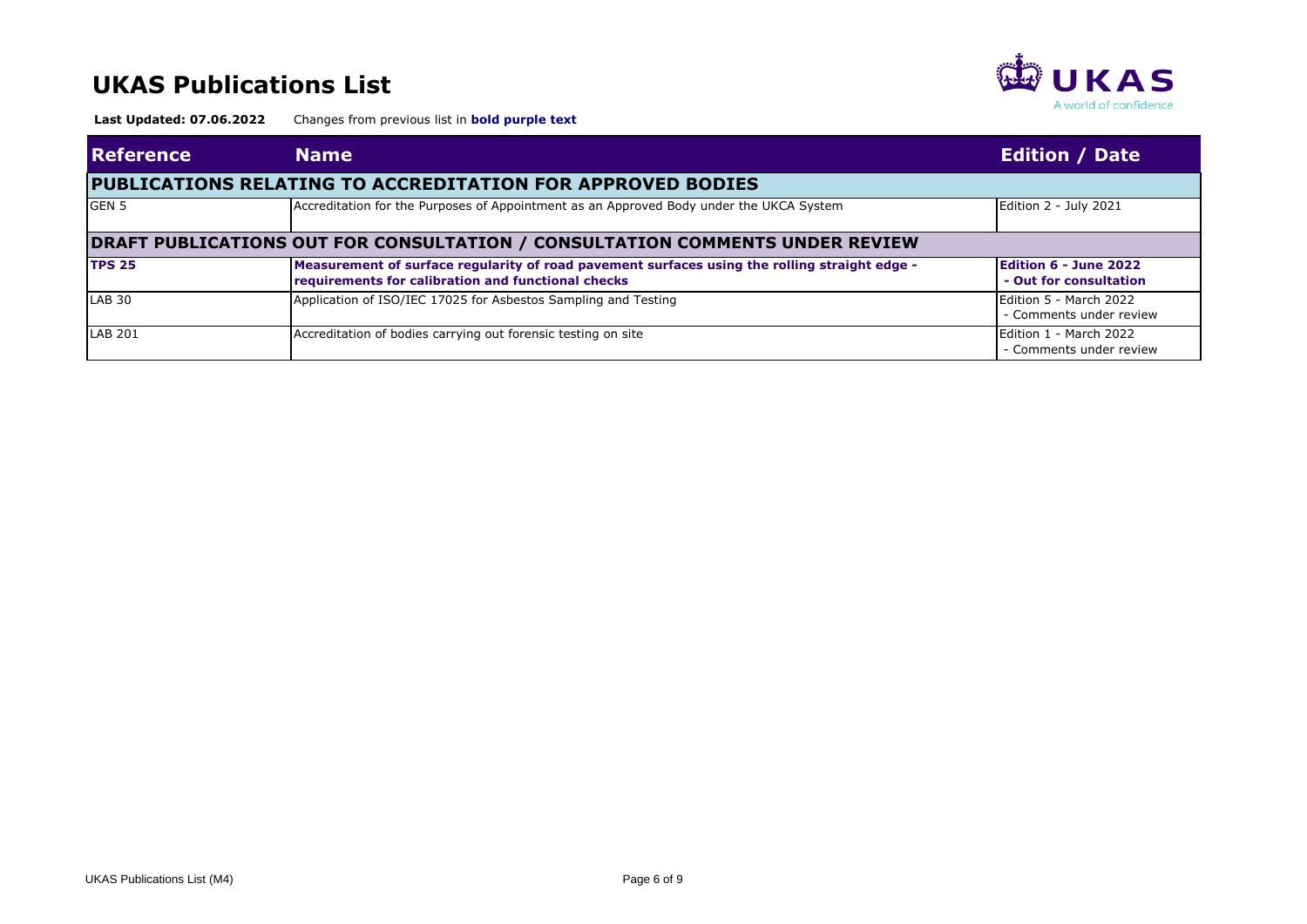# UKAS Publications List

**Last Updated: 07.06.2022** Changes from previous list in **bold purple text**

| Reference | Name | Edition / Date |
|---|---|---|
| **PUBLICATIONS RELATING TO ACCREDITATION FOR APPROVED BODIES** | | |
| GEN 5 | Accreditation for the Purposes of Appointment as an Approved Body under the UKCA System | Edition 2 - July 2021 |
| **DRAFT PUBLICATIONS OUT FOR CONSULTATION / CONSULTATION COMMENTS UNDER REVIEW** | | |
| **TPS 25** | **Measurement of surface regularity of road pavement surfaces using the rolling straight edge - requirements for calibration and functional checks** | **Edition 6 - June 2022 - Out for consultation** |
| LAB 30 | Application of ISO/IEC 17025 for Asbestos Sampling and Testing | Edition 5 - March 2022 - Comments under review |
| LAB 201 | Accreditation of bodies carrying out forensic testing on site | Edition 1 - March 2022 - Comments under review |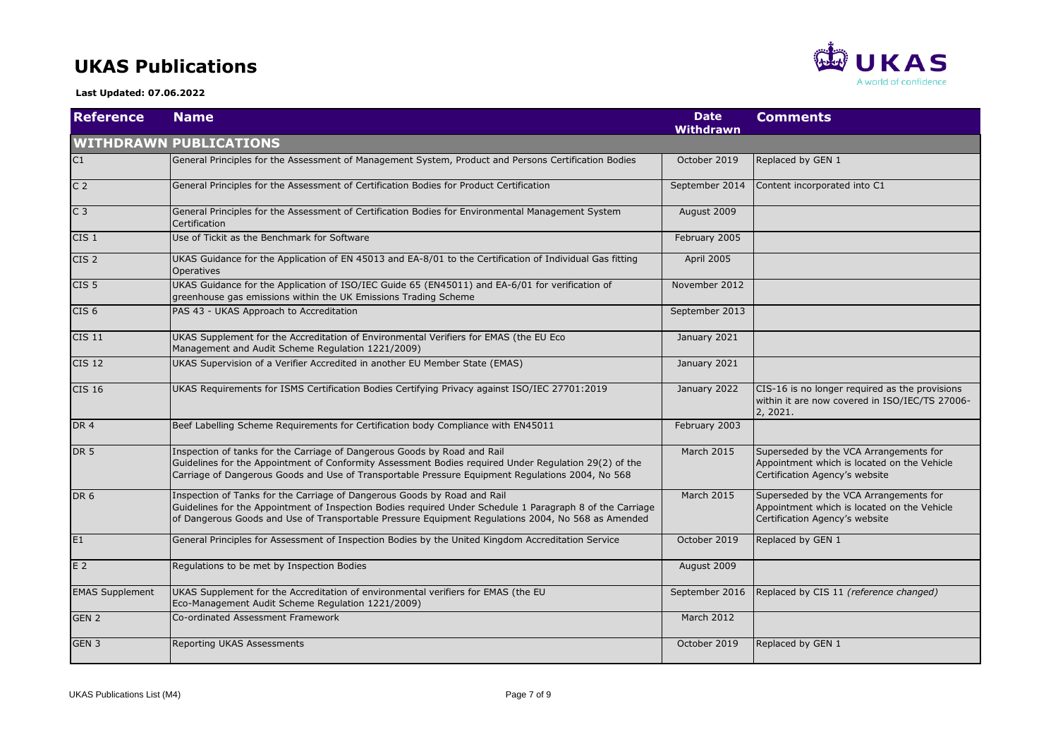# UKAS Publications

**Last Updated: 07.06.2022**

| Reference | Name | Date Withdrawn | Comments |
|---|---|---|---|
| **WITHDRAWN PUBLICATIONS** | | | |
| C1 | General Principles for the Assessment of Management System, Product and Persons Certification Bodies | October 2019 | Replaced by GEN 1 |
| C 2 | General Principles for the Assessment of Certification Bodies for Product Certification | September 2014 | Content incorporated into C1 |
| C 3 | General Principles for the Assessment of Certification Bodies for Environmental Management System Certification | August 2009 | |
| CIS 1 | Use of Tickit as the Benchmark for Software | February 2005 | |
| CIS 2 | UKAS Guidance for the Application of EN 45013 and EA-8/01 to the Certification of Individual Gas fitting Operatives | April 2005 | |
| CIS 5 | UKAS Guidance for the Application of ISO/IEC Guide 65 (EN45011) and EA-6/01 for verification of greenhouse gas emissions within the UK Emissions Trading Scheme | November 2012 | |
| CIS 6 | PAS 43 - UKAS Approach to Accreditation | September 2013 | |
| CIS 11 | UKAS Supplement for the Accreditation of Environmental Verifiers for EMAS (the EU Eco Management and Audit Scheme Regulation 1221/2009) | January 2021 | |
| CIS 12 | UKAS Supervision of a Verifier Accredited in another EU Member State (EMAS) | January 2021 | |
| CIS 16 | UKAS Requirements for ISMS Certification Bodies Certifying Privacy against ISO/IEC 27701:2019 | January 2022 | CIS-16 is no longer required as the provisions within it are now covered in ISO/IEC/TS 27006-2, 2021. |
| DR 4 | Beef Labelling Scheme Requirements for Certification body Compliance with EN45011 | February 2003 | |
| DR 5 | Inspection of tanks for the Carriage of Dangerous Goods by Road and Rail Guidelines for the Appointment of Conformity Assessment Bodies required Under Regulation 29(2) of the Carriage of Dangerous Goods and Use of Transportable Pressure Equipment Regulations 2004, No 568 | March 2015 | Superseded by the VCA Arrangements for Appointment which is located on the Vehicle Certification Agency's website |
| DR 6 | Inspection of Tanks for the Carriage of Dangerous Goods by Road and Rail Guidelines for the Appointment of Inspection Bodies required Under Schedule 1 Paragraph 8 of the Carriage of Dangerous Goods and Use of Transportable Pressure Equipment Regulations 2004, No 568 as Amended | March 2015 | Superseded by the VCA Arrangements for Appointment which is located on the Vehicle Certification Agency's website |
| E1 | General Principles for Assessment of Inspection Bodies by the United Kingdom Accreditation Service | October 2019 | Replaced by GEN 1 |
| E 2 | Regulations to be met by Inspection Bodies | August 2009 | |
| EMAS Supplement | UKAS Supplement for the Accreditation of environmental verifiers for EMAS (the EU Eco-Management Audit Scheme Regulation 1221/2009) | September 2016 | Replaced by CIS 11 *(reference changed)* |
| GEN 2 | Co-ordinated Assessment Framework | March 2012 | |
| GEN 3 | Reporting UKAS Assessments | October 2019 | Replaced by GEN 1 |

UKAS Publications List (M4)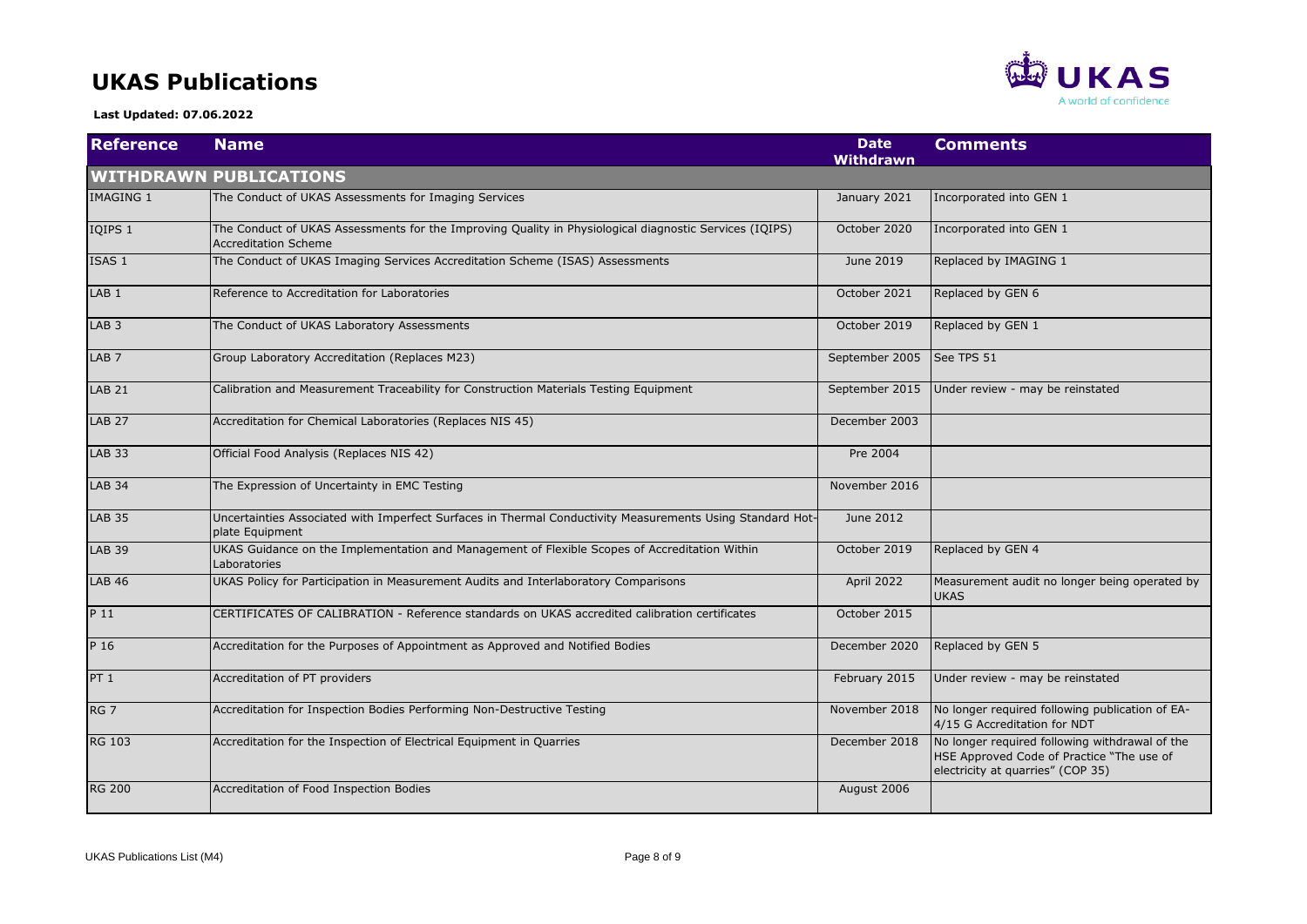# UKAS Publications

**Last Updated: 07.06.2022**

| Reference | Name | Date Withdrawn | Comments |
|---|---|---|---|
| **WITHDRAWN PUBLICATIONS** | | | |
| IMAGING 1 | The Conduct of UKAS Assessments for Imaging Services | January 2021 | Incorporated into GEN 1 |
| IQIPS 1 | The Conduct of UKAS Assessments for the Improving Quality in Physiological diagnostic Services (IQIPS) Accreditation Scheme | October 2020 | Incorporated into GEN 1 |
| ISAS 1 | The Conduct of UKAS Imaging Services Accreditation Scheme (ISAS) Assessments | June 2019 | Replaced by IMAGING 1 |
| LAB 1 | Reference to Accreditation for Laboratories | October 2021 | Replaced by GEN 6 |
| LAB 3 | The Conduct of UKAS Laboratory Assessments | October 2019 | Replaced by GEN 1 |
| LAB 7 | Group Laboratory Accreditation (Replaces M23) | September 2005 | See TPS 51 |
| LAB 21 | Calibration and Measurement Traceability for Construction Materials Testing Equipment | September 2015 | Under review - may be reinstated |
| LAB 27 | Accreditation for Chemical Laboratories (Replaces NIS 45) | December 2003 | |
| LAB 33 | Official Food Analysis (Replaces NIS 42) | Pre 2004 | |
| LAB 34 | The Expression of Uncertainty in EMC Testing | November 2016 | |
| LAB 35 | Uncertainties Associated with Imperfect Surfaces in Thermal Conductivity Measurements Using Standard Hot-plate Equipment | June 2012 | |
| LAB 39 | UKAS Guidance on the Implementation and Management of Flexible Scopes of Accreditation Within Laboratories | October 2019 | Replaced by GEN 4 |
| LAB 46 | UKAS Policy for Participation in Measurement Audits and Interlaboratory Comparisons | April 2022 | Measurement audit no longer being operated by UKAS |
| P 11 | CERTIFICATES OF CALIBRATION - Reference standards on UKAS accredited calibration certificates | October 2015 | |
| P 16 | Accreditation for the Purposes of Appointment as Approved and Notified Bodies | December 2020 | Replaced by GEN 5 |
| PT 1 | Accreditation of PT providers | February 2015 | Under review - may be reinstated |
| RG 7 | Accreditation for Inspection Bodies Performing Non-Destructive Testing | November 2018 | No longer required following publication of EA-4/15 G Accreditation for NDT |
| RG 103 | Accreditation for the Inspection of Electrical Equipment in Quarries | December 2018 | No longer required following withdrawal of the HSE Approved Code of Practice "The use of electricity at quarries" (COP 35) |
| RG 200 | Accreditation of Food Inspection Bodies | August 2006 | |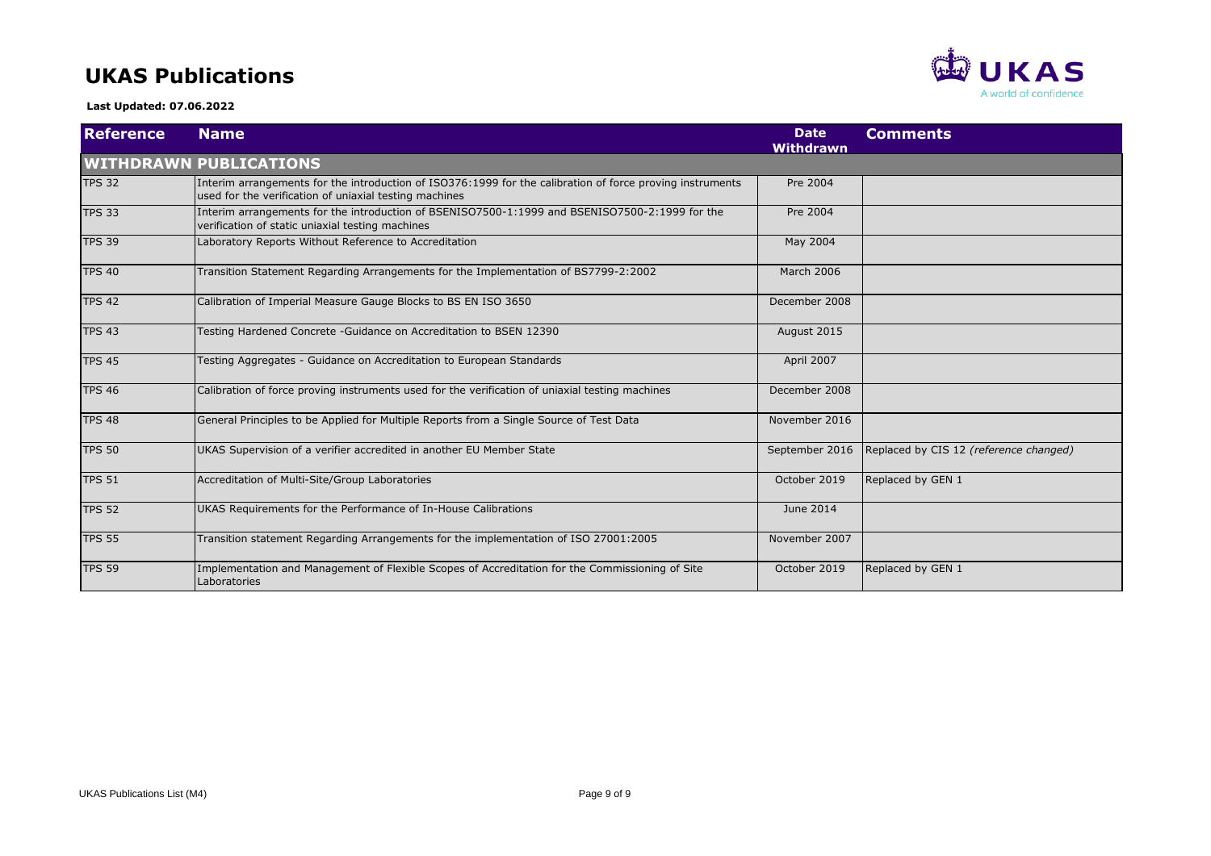# UKAS Publications

**Last Updated: 07.06.2022**

| Reference | Name | Date Withdrawn | Comments |
|---|---|---|---|
| **WITHDRAWN PUBLICATIONS** | | | |
| TPS 32 | Interim arrangements for the introduction of ISO376:1999 for the calibration of force proving instruments used for the verification of uniaxial testing machines | Pre 2004 | |
| TPS 33 | Interim arrangements for the introduction of BSENISO7500-1:1999 and BSENISO7500-2:1999 for the verification of static uniaxial testing machines | Pre 2004 | |
| TPS 39 | Laboratory Reports Without Reference to Accreditation | May 2004 | |
| TPS 40 | Transition Statement Regarding Arrangements for the Implementation of BS7799-2:2002 | March 2006 | |
| TPS 42 | Calibration of Imperial Measure Gauge Blocks to BS EN ISO 3650 | December 2008 | |
| TPS 43 | Testing Hardened Concrete -Guidance on Accreditation to BSEN 12390 | August 2015 | |
| TPS 45 | Testing Aggregates - Guidance on Accreditation to European Standards | April 2007 | |
| TPS 46 | Calibration of force proving instruments used for the verification of uniaxial testing machines | December 2008 | |
| TPS 48 | General Principles to be Applied for Multiple Reports from a Single Source of Test Data | November 2016 | |
| TPS 50 | UKAS Supervision of a verifier accredited in another EU Member State | September 2016 | Replaced by CIS 12 *(reference changed)* |
| TPS 51 | Accreditation of Multi-Site/Group Laboratories | October 2019 | Replaced by GEN 1 |
| TPS 52 | UKAS Requirements for the Performance of In-House Calibrations | June 2014 | |
| TPS 55 | Transition statement Regarding Arrangements for the implementation of ISO 27001:2005 | November 2007 | |
| TPS 59 | Implementation and Management of Flexible Scopes of Accreditation for the Commissioning of Site Laboratories | October 2019 | Replaced by GEN 1 |